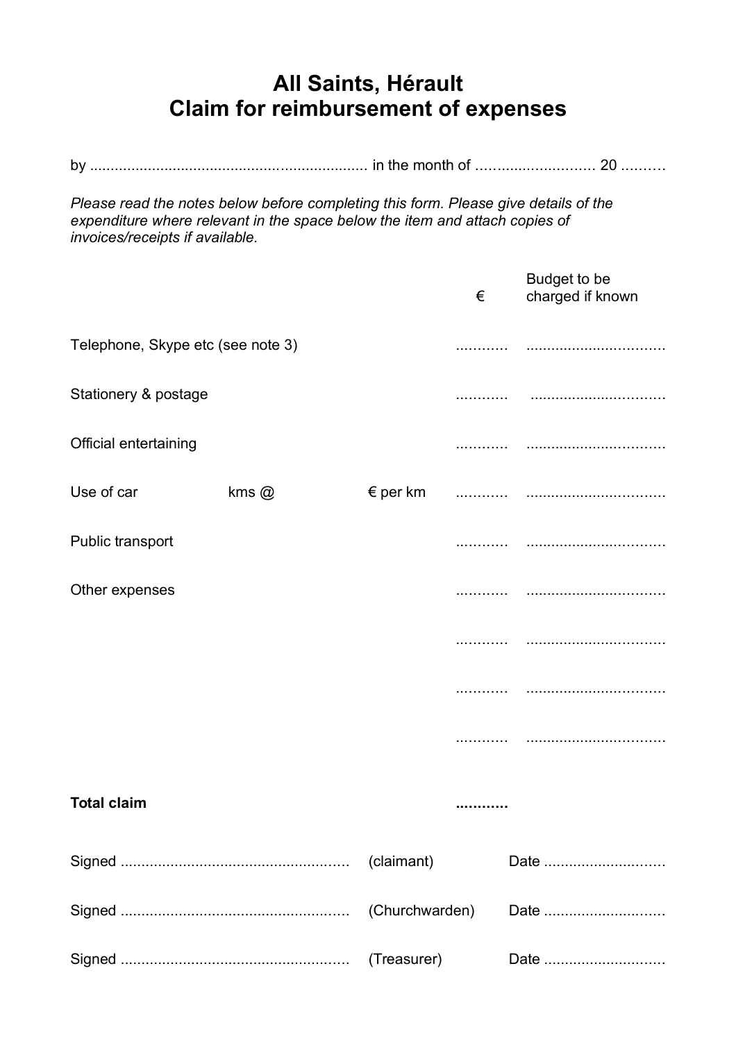# All Saints, Hérault
# Claim for reimbursement of expenses

by ................................................................... in the month of ............................ 20 ..........

*Please read the notes below before completing this form. Please give details of the expenditure where relevant in the space below the item and attach copies of invoices/receipts if available.*

| | | | € | Budget to be charged if known |
|---|---|---|---|---|
| Telephone, Skype etc (see note 3) | | | ............ | ................................ |
| Stationery & postage | | | ............ | ................................ |
| Official entertaining | | | ............ | ................................ |
| Use of car | kms @ | € per km | ............ | ................................ |
| Public transport | | | ............ | ................................ |
| Other expenses | | | ............ | ................................ |
| | | | ............ | ................................ |
| | | | ............ | ................................ |
| | | | ............ | ................................ |
| **Total claim** | | | **............** | |

Signed ...................................................... (claimant) Date ............................

Signed ...................................................... (Churchwarden) Date ............................

Signed ...................................................... (Treasurer) Date ............................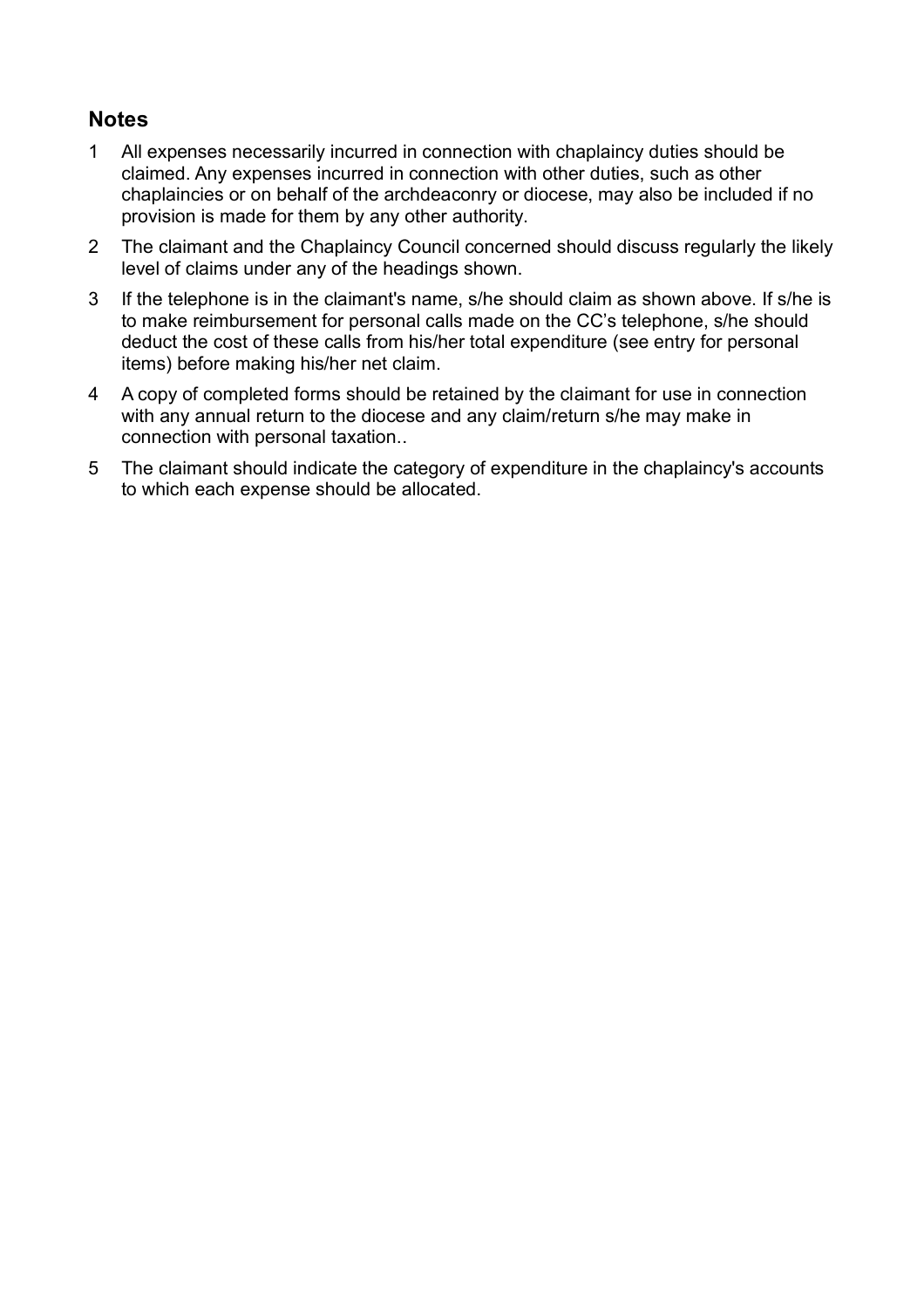## Notes

1. All expenses necessarily incurred in connection with chaplaincy duties should be claimed. Any expenses incurred in connection with other duties, such as other chaplaincies or on behalf of the archdeaconry or diocese, may also be included if no provision is made for them by any other authority.
2. The claimant and the Chaplaincy Council concerned should discuss regularly the likely level of claims under any of the headings shown.
3. If the telephone is in the claimant's name, s/he should claim as shown above. If s/he is to make reimbursement for personal calls made on the CC's telephone, s/he should deduct the cost of these calls from his/her total expenditure (see entry for personal items) before making his/her net claim.
4. A copy of completed forms should be retained by the claimant for use in connection with any annual return to the diocese and any claim/return s/he may make in connection with personal taxation..
5. The claimant should indicate the category of expenditure in the chaplaincy's accounts to which each expense should be allocated.